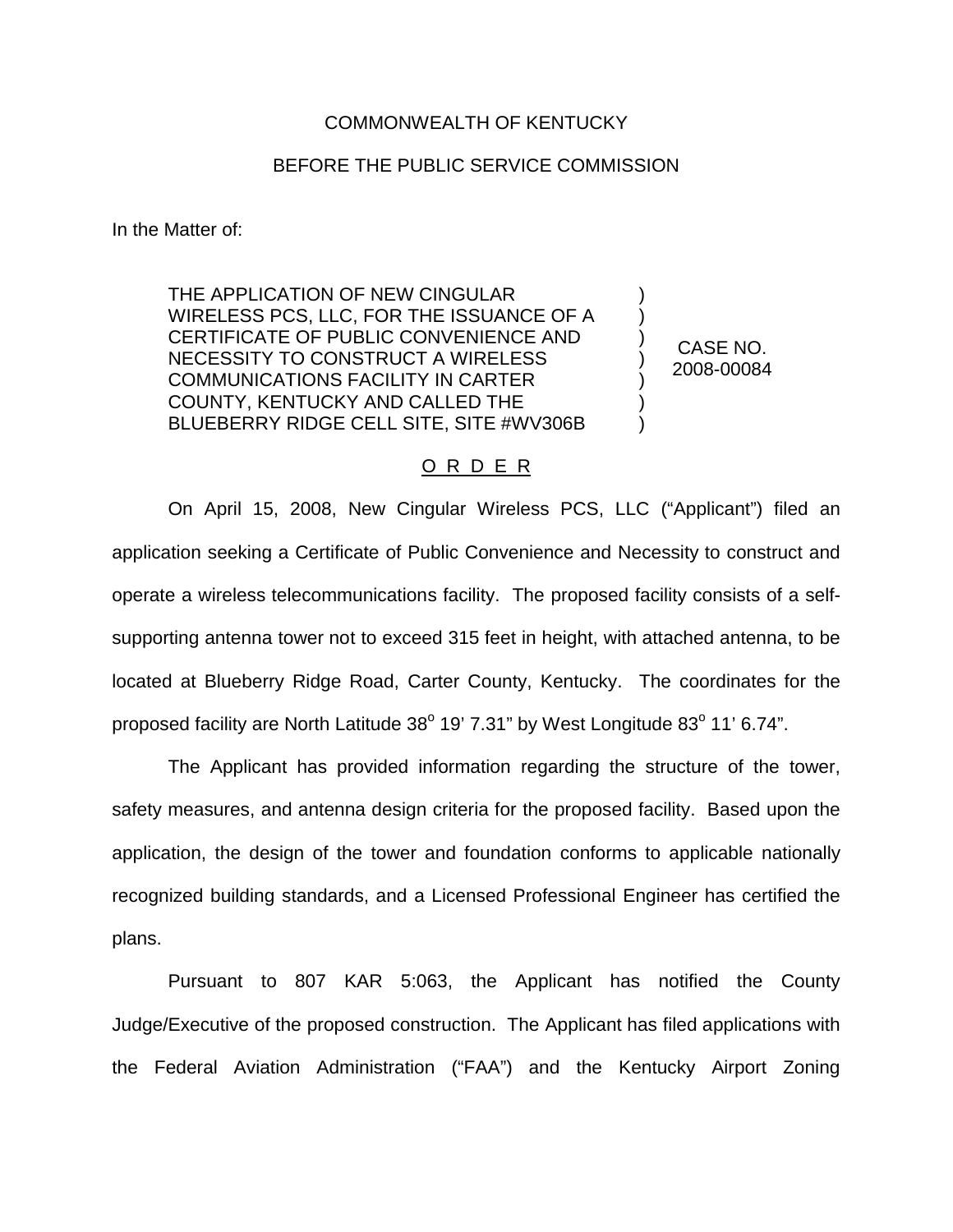COMMONWEALTH OF KENTUCKY

BEFORE THE PUBLIC SERVICE COMMISSION

In the Matter of:

| | | |
|---|---|---|
| THE APPLICATION OF NEW CINGULAR WIRELESS PCS, LLC, FOR THE ISSUANCE OF A CERTIFICATE OF PUBLIC CONVENIENCE AND NECESSITY TO CONSTRUCT A WIRELESS COMMUNICATIONS FACILITY IN CARTER COUNTY, KENTUCKY AND CALLED THE BLUEBERRY RIDGE CELL SITE, SITE #WV306B | ) ) ) ) ) ) ) | CASE NO. 2008-00084 |

O R D E R

On April 15, 2008, New Cingular Wireless PCS, LLC ("Applicant") filed an application seeking a Certificate of Public Convenience and Necessity to construct and operate a wireless telecommunications facility. The proposed facility consists of a self-supporting antenna tower not to exceed 315 feet in height, with attached antenna, to be located at Blueberry Ridge Road, Carter County, Kentucky. The coordinates for the proposed facility are North Latitude 38° 19' 7.31" by West Longitude 83° 11' 6.74".

The Applicant has provided information regarding the structure of the tower, safety measures, and antenna design criteria for the proposed facility. Based upon the application, the design of the tower and foundation conforms to applicable nationally recognized building standards, and a Licensed Professional Engineer has certified the plans.

Pursuant to 807 KAR 5:063, the Applicant has notified the County Judge/Executive of the proposed construction. The Applicant has filed applications with the Federal Aviation Administration ("FAA") and the Kentucky Airport Zoning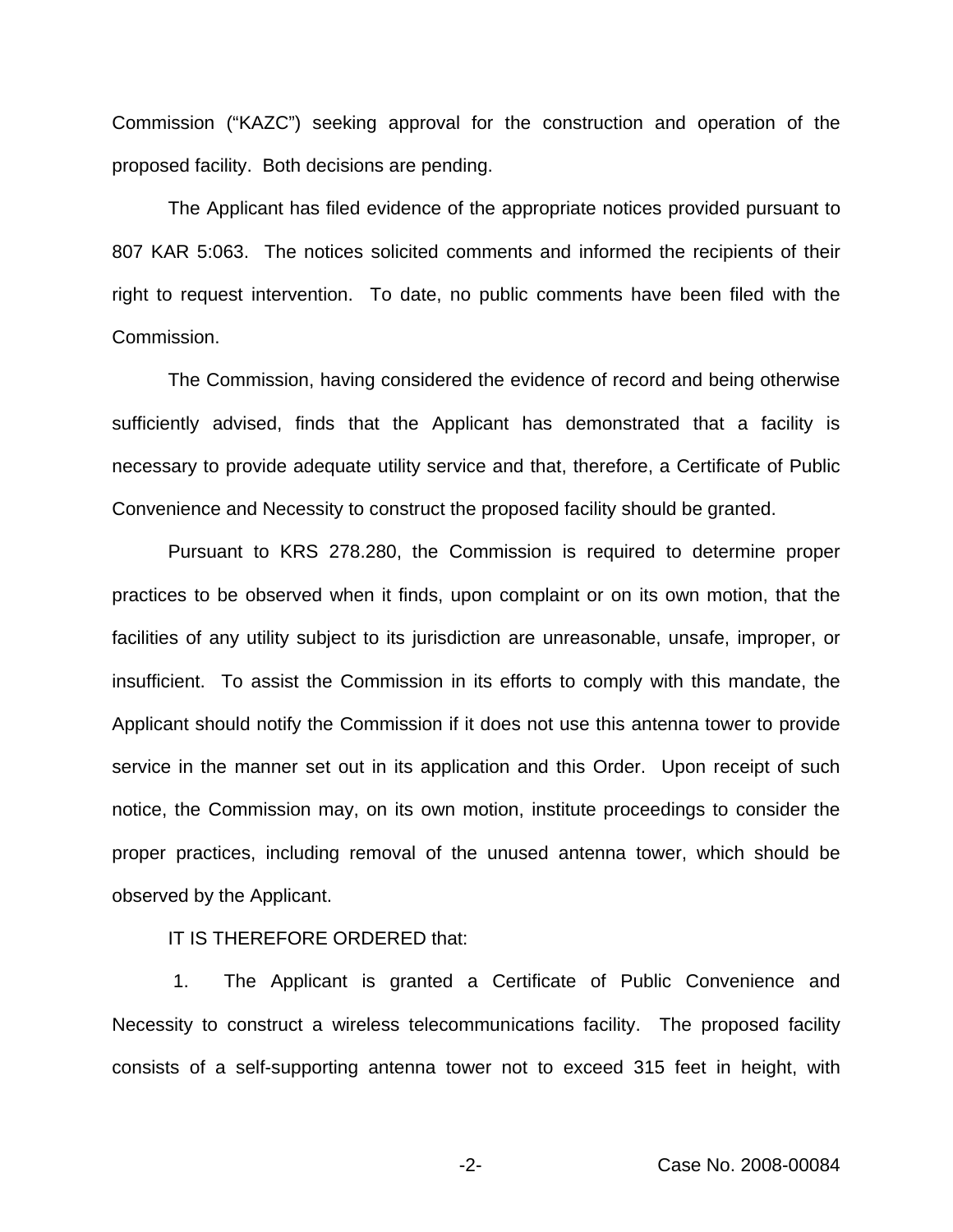Commission ("KAZC") seeking approval for the construction and operation of the proposed facility. Both decisions are pending.

The Applicant has filed evidence of the appropriate notices provided pursuant to 807 KAR 5:063. The notices solicited comments and informed the recipients of their right to request intervention. To date, no public comments have been filed with the Commission.

The Commission, having considered the evidence of record and being otherwise sufficiently advised, finds that the Applicant has demonstrated that a facility is necessary to provide adequate utility service and that, therefore, a Certificate of Public Convenience and Necessity to construct the proposed facility should be granted.

Pursuant to KRS 278.280, the Commission is required to determine proper practices to be observed when it finds, upon complaint or on its own motion, that the facilities of any utility subject to its jurisdiction are unreasonable, unsafe, improper, or insufficient. To assist the Commission in its efforts to comply with this mandate, the Applicant should notify the Commission if it does not use this antenna tower to provide service in the manner set out in its application and this Order. Upon receipt of such notice, the Commission may, on its own motion, institute proceedings to consider the proper practices, including removal of the unused antenna tower, which should be observed by the Applicant.

IT IS THEREFORE ORDERED that:

1. The Applicant is granted a Certificate of Public Convenience and Necessity to construct a wireless telecommunications facility. The proposed facility consists of a self-supporting antenna tower not to exceed 315 feet in height, with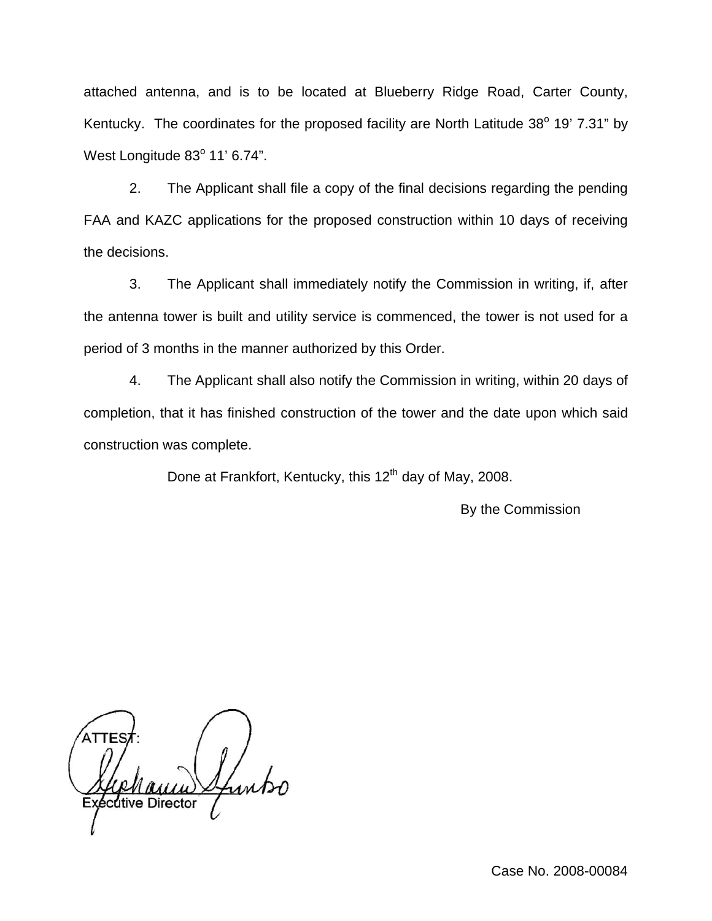attached antenna, and is to be located at Blueberry Ridge Road, Carter County, Kentucky. The coordinates for the proposed facility are North Latitude 38° 19' 7.31" by West Longitude 83° 11' 6.74".

2. The Applicant shall file a copy of the final decisions regarding the pending FAA and KAZC applications for the proposed construction within 10 days of receiving the decisions.

3. The Applicant shall immediately notify the Commission in writing, if, after the antenna tower is built and utility service is commenced, the tower is not used for a period of 3 months in the manner authorized by this Order.

4. The Applicant shall also notify the Commission in writing, within 20 days of completion, that it has finished construction of the tower and the date upon which said construction was complete.

Done at Frankfort, Kentucky, this 12th day of May, 2008.

By the Commission

ATTEST:

Executive Director

Case No. 2008-00084